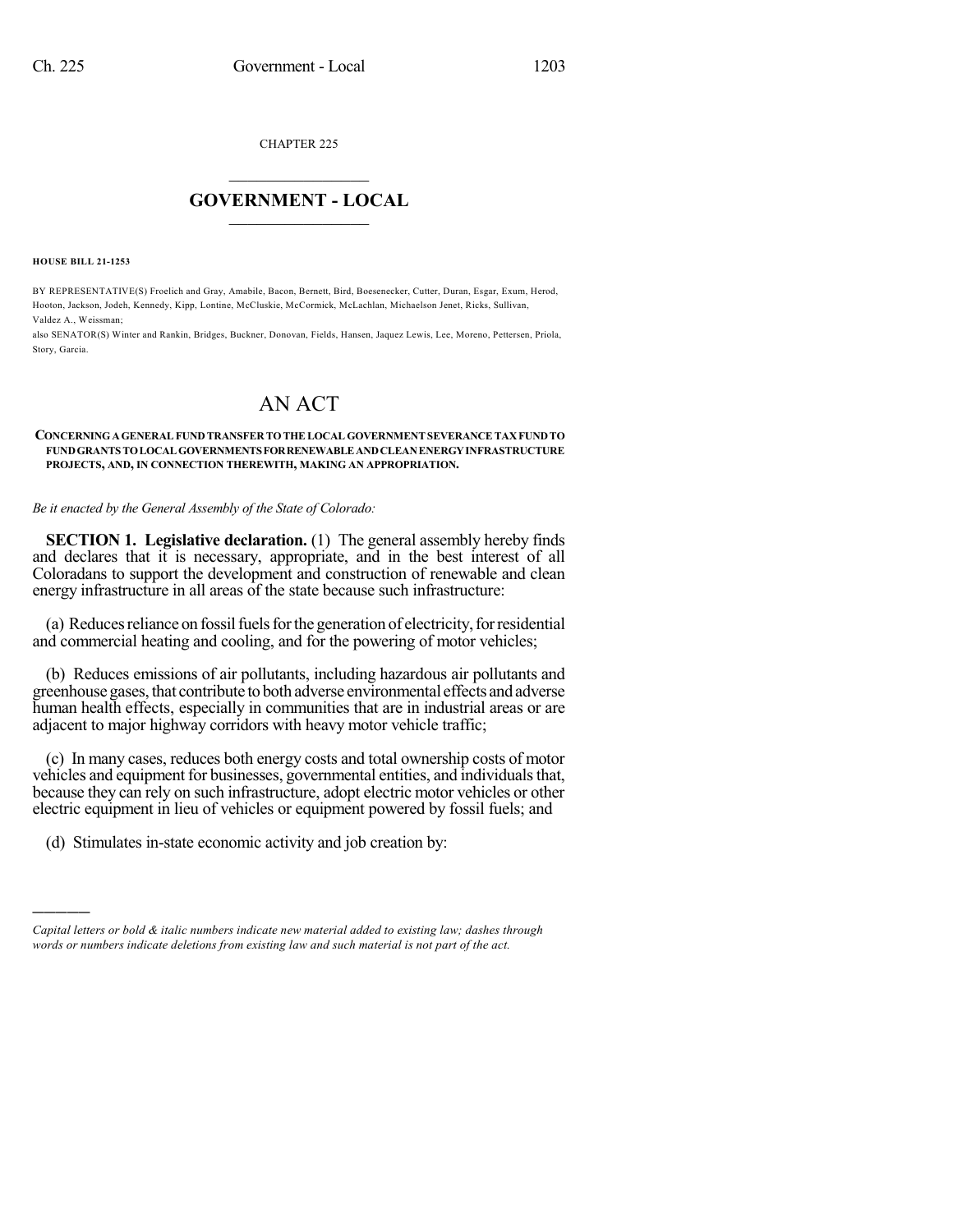CHAPTER 225

# GOVERNMENT - LOCAL

**HOUSE BILL 21-1253**

BY REPRESENTATIVE(S) Froelich and Gray, Amabile, Bacon, Bernett, Bird, Boesenecker, Cutter, Duran, Esgar, Exum, Herod, Hooton, Jackson, Jodeh, Kennedy, Kipp, Lontine, McCluskie, McCormick, McLachlan, Michaelson Jenet, Ricks, Sullivan, Valdez A., Weissman;
also SENATOR(S) Winter and Rankin, Bridges, Buckner, Donovan, Fields, Hansen, Jaquez Lewis, Lee, Moreno, Pettersen, Priola, Story, Garcia.

# AN ACT

**CONCERNING A GENERAL FUND TRANSFER TO THE LOCAL GOVERNMENT SEVERANCE TAX FUND TO FUND GRANTS TO LOCAL GOVERNMENTS FOR RENEWABLE AND CLEAN ENERGY INFRASTRUCTURE PROJECTS, AND, IN CONNECTION THEREWITH, MAKING AN APPROPRIATION.**

*Be it enacted by the General Assembly of the State of Colorado:*

**SECTION 1. Legislative declaration.** (1) The general assembly hereby finds and declares that it is necessary, appropriate, and in the best interest of all Coloradans to support the development and construction of renewable and clean energy infrastructure in all areas of the state because such infrastructure:

(a) Reduces reliance on fossil fuels for the generation of electricity, for residential and commercial heating and cooling, and for the powering of motor vehicles;

(b) Reduces emissions of air pollutants, including hazardous air pollutants and greenhouse gases, that contribute to both adverse environmental effects and adverse human health effects, especially in communities that are in industrial areas or are adjacent to major highway corridors with heavy motor vehicle traffic;

(c) In many cases, reduces both energy costs and total ownership costs of motor vehicles and equipment for businesses, governmental entities, and individuals that, because they can rely on such infrastructure, adopt electric motor vehicles or other electric equipment in lieu of vehicles or equipment powered by fossil fuels; and

(d) Stimulates in-state economic activity and job creation by:

*Capital letters or bold & italic numbers indicate new material added to existing law; dashes through words or numbers indicate deletions from existing law and such material is not part of the act.*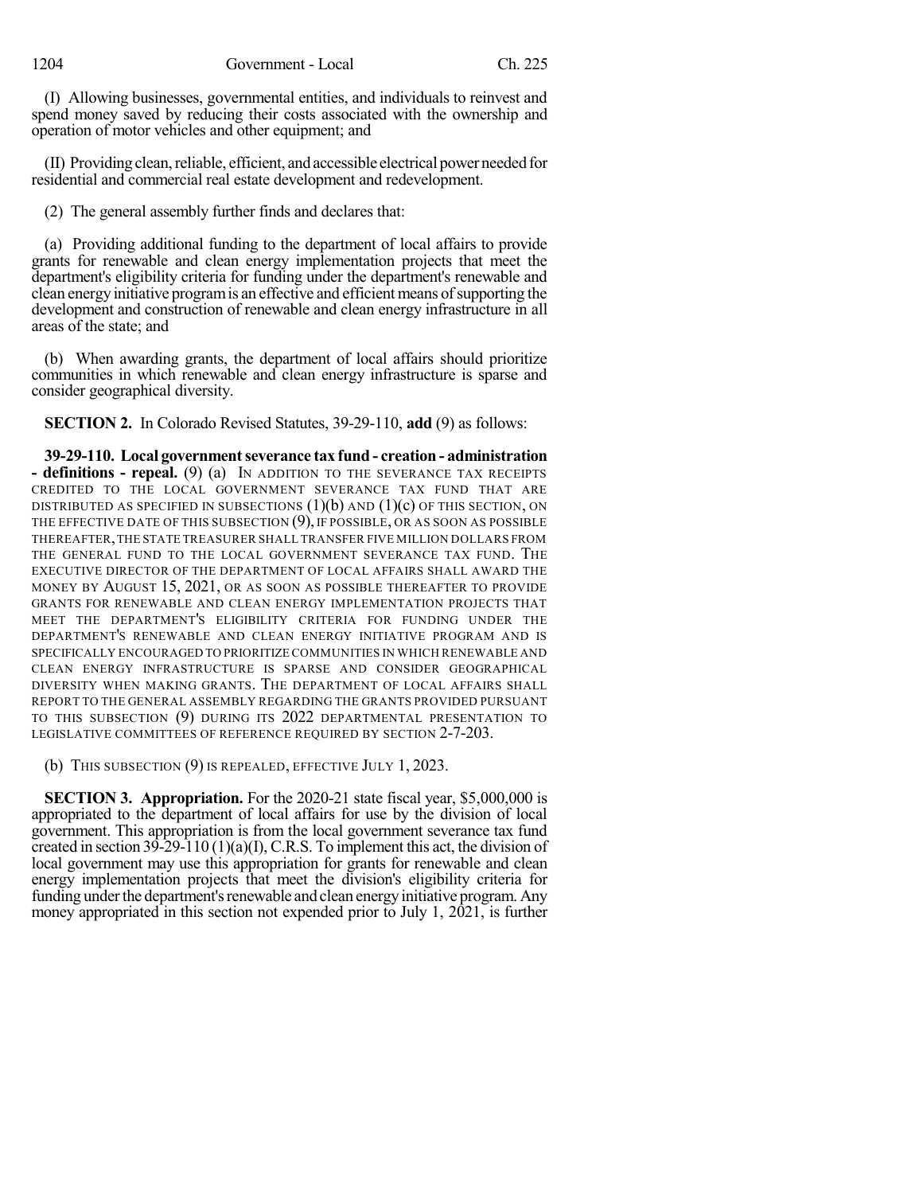(I) Allowing businesses, governmental entities, and individuals to reinvest and spend money saved by reducing their costs associated with the ownership and operation of motor vehicles and other equipment; and

(II) Providing clean, reliable, efficient, and accessible electrical power needed for residential and commercial real estate development and redevelopment.

(2) The general assembly further finds and declares that:

(a) Providing additional funding to the department of local affairs to provide grants for renewable and clean energy implementation projects that meet the department's eligibility criteria for funding under the department's renewable and clean energy initiative program is an effective and efficient means of supporting the development and construction of renewable and clean energy infrastructure in all areas of the state; and

(b) When awarding grants, the department of local affairs should prioritize communities in which renewable and clean energy infrastructure is sparse and consider geographical diversity.

**SECTION 2.** In Colorado Revised Statutes, 39-29-110, **add** (9) as follows:

**39-29-110. Local government severance tax fund - creation - administration - definitions - repeal.** (9) (a) IN ADDITION TO THE SEVERANCE TAX RECEIPTS CREDITED TO THE LOCAL GOVERNMENT SEVERANCE TAX FUND THAT ARE DISTRIBUTED AS SPECIFIED IN SUBSECTIONS (1)(b) AND (1)(c) OF THIS SECTION, ON THE EFFECTIVE DATE OF THIS SUBSECTION (9), IF POSSIBLE, OR AS SOON AS POSSIBLE THEREAFTER, THE STATE TREASURER SHALL TRANSFER FIVE MILLION DOLLARS FROM THE GENERAL FUND TO THE LOCAL GOVERNMENT SEVERANCE TAX FUND. THE EXECUTIVE DIRECTOR OF THE DEPARTMENT OF LOCAL AFFAIRS SHALL AWARD THE MONEY BY AUGUST 15, 2021, OR AS SOON AS POSSIBLE THEREAFTER TO PROVIDE GRANTS FOR RENEWABLE AND CLEAN ENERGY IMPLEMENTATION PROJECTS THAT MEET THE DEPARTMENT'S ELIGIBILITY CRITERIA FOR FUNDING UNDER THE DEPARTMENT'S RENEWABLE AND CLEAN ENERGY INITIATIVE PROGRAM AND IS SPECIFICALLY ENCOURAGED TO PRIORITIZE COMMUNITIES IN WHICH RENEWABLE AND CLEAN ENERGY INFRASTRUCTURE IS SPARSE AND CONSIDER GEOGRAPHICAL DIVERSITY WHEN MAKING GRANTS. THE DEPARTMENT OF LOCAL AFFAIRS SHALL REPORT TO THE GENERAL ASSEMBLY REGARDING THE GRANTS PROVIDED PURSUANT TO THIS SUBSECTION (9) DURING ITS 2022 DEPARTMENTAL PRESENTATION TO LEGISLATIVE COMMITTEES OF REFERENCE REQUIRED BY SECTION 2-7-203.

(b) THIS SUBSECTION (9) IS REPEALED, EFFECTIVE JULY 1, 2023.

**SECTION 3. Appropriation.** For the 2020-21 state fiscal year, $5,000,000 is appropriated to the department of local affairs for use by the division of local government. This appropriation is from the local government severance tax fund created in section 39-29-110 (1)(a)(I), C.R.S. To implement this act, the division of local government may use this appropriation for grants for renewable and clean energy implementation projects that meet the division's eligibility criteria for funding under the department's renewable and clean energy initiative program. Any money appropriated in this section not expended prior to July 1, 2021, is further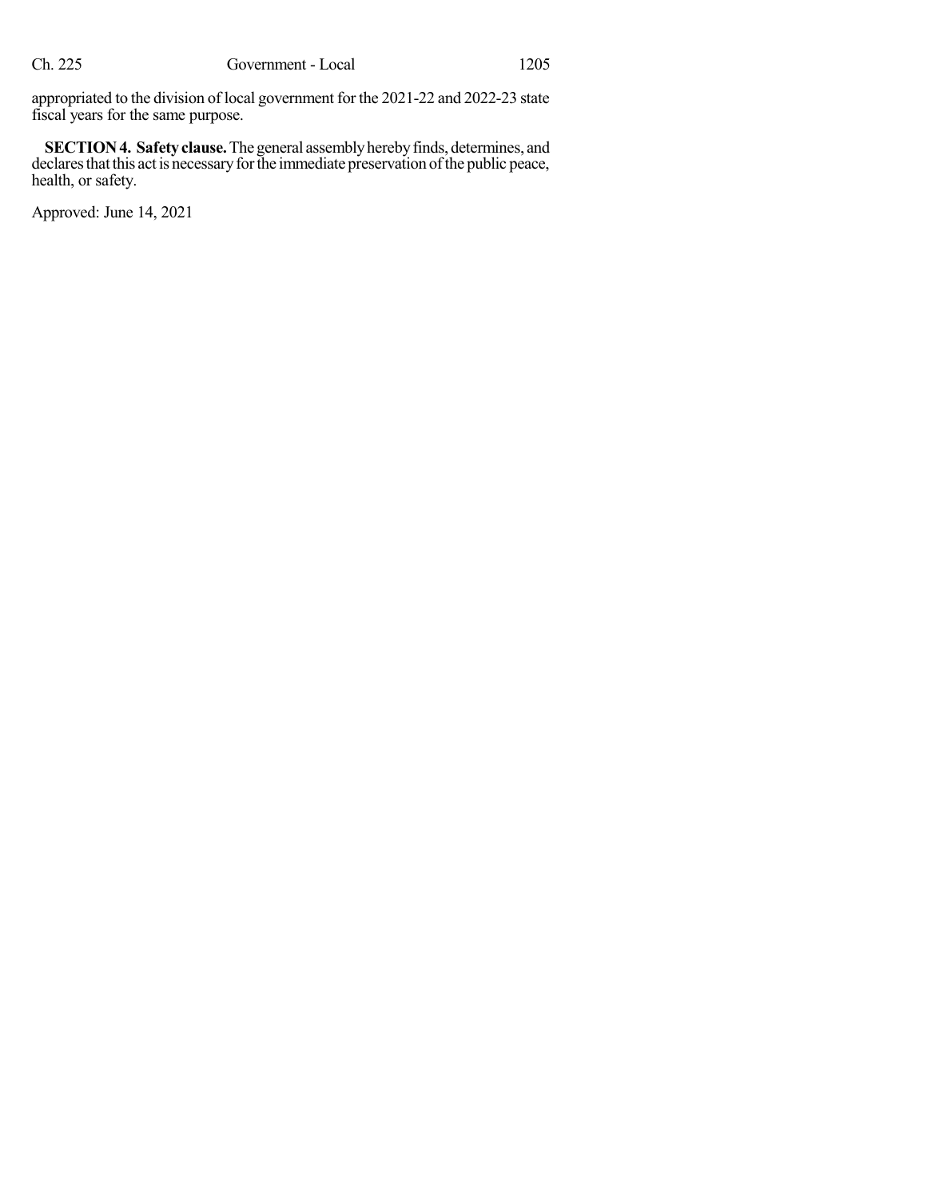appropriated to the division of local government for the 2021-22 and 2022-23 state fiscal years for the same purpose.

**SECTION 4. Safety clause.** The general assembly hereby finds, determines, and declares that this act is necessary for the immediate preservation of the public peace, health, or safety.

Approved: June 14, 2021